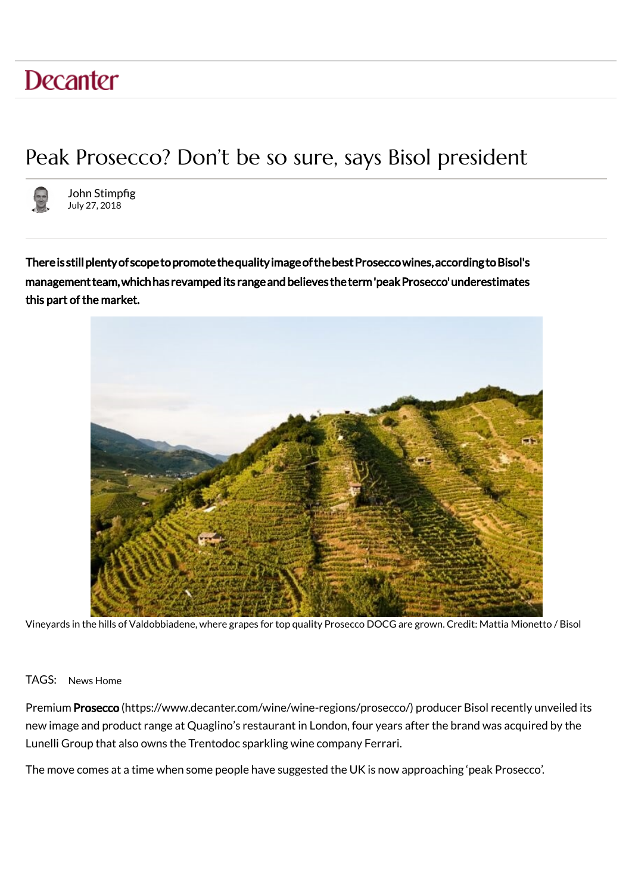Decanter

# Peak Prosecco? Don't be so sure, says Bisol president

John Stimpfig
July 27, 2018

**There is still plenty of scope to promote the quality image of the best Prosecco wines, according to Bisol's management team, which has revamped its range and believes the term 'peak Prosecco' underestimates this part of the market.**

Vineyards in the hills of Valdobbiadene, where grapes for top quality Prosecco DOCG are grown. Credit: Mattia Mionetto / Bisol

TAGS: News Home

Premium **Prosecco** (https://www.decanter.com/wine/wine-regions/prosecco/) producer Bisol recently unveiled its new image and product range at Quaglino's restaurant in London, four years after the brand was acquired by the Lunelli Group that also owns the Trentodoc sparkling wine company Ferrari.

The move comes at a time when some people have suggested the UK is now approaching 'peak Prosecco'.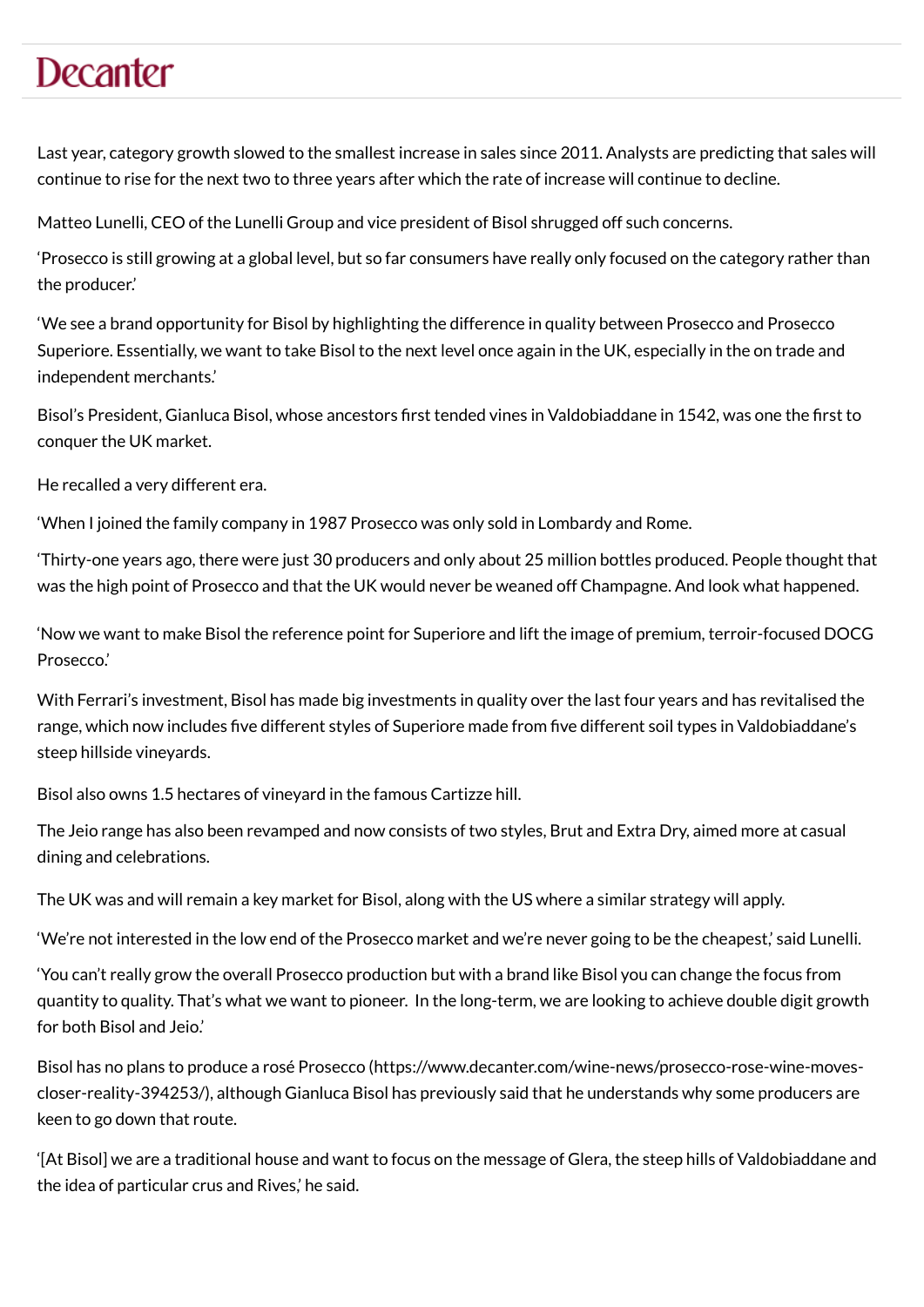Last year, category growth slowed to the smallest increase in sales since 2011. Analysts are predicting that sales will continue to rise for the next two to three years after which the rate of increase will continue to decline.

Matteo Lunelli, CEO of the Lunelli Group and vice president of Bisol shrugged off such concerns.

'Prosecco is still growing at a global level, but so far consumers have really only focused on the category rather than the producer.'

'We see a brand opportunity for Bisol by highlighting the difference in quality between Prosecco and Prosecco Superiore. Essentially, we want to take Bisol to the next level once again in the UK, especially in the on trade and independent merchants.'

Bisol's President, Gianluca Bisol, whose ancestors first tended vines in Valdobiaddane in 1542, was one the first to conquer the UK market.

He recalled a very different era.

'When I joined the family company in 1987 Prosecco was only sold in Lombardy and Rome.

'Thirty-one years ago, there were just 30 producers and only about 25 million bottles produced. People thought that was the high point of Prosecco and that the UK would never be weaned off Champagne. And look what happened.

'Now we want to make Bisol the reference point for Superiore and lift the image of premium, terroir-focused DOCG Prosecco.'

With Ferrari's investment, Bisol has made big investments in quality over the last four years and has revitalised the range, which now includes five different styles of Superiore made from five different soil types in Valdobiaddane's steep hillside vineyards.

Bisol also owns 1.5 hectares of vineyard in the famous Cartizze hill.

The Jeio range has also been revamped and now consists of two styles, Brut and Extra Dry, aimed more at casual dining and celebrations.

The UK was and will remain a key market for Bisol, along with the US where a similar strategy will apply.

'We're not interested in the low end of the Prosecco market and we're never going to be the cheapest,' said Lunelli.

'You can't really grow the overall Prosecco production but with a brand like Bisol you can change the focus from quantity to quality. That's what we want to pioneer. In the long-term, we are looking to achieve double digit growth for both Bisol and Jeio.'

Bisol has no plans to produce a rosé Prosecco (https://www.decanter.com/wine-news/prosecco-rose-wine-moves-closer-reality-394253/), although Gianluca Bisol has previously said that he understands why some producers are keen to go down that route.

'[At Bisol] we are a traditional house and want to focus on the message of Glera, the steep hills of Valdobiaddane and the idea of particular crus and Rives,' he said.